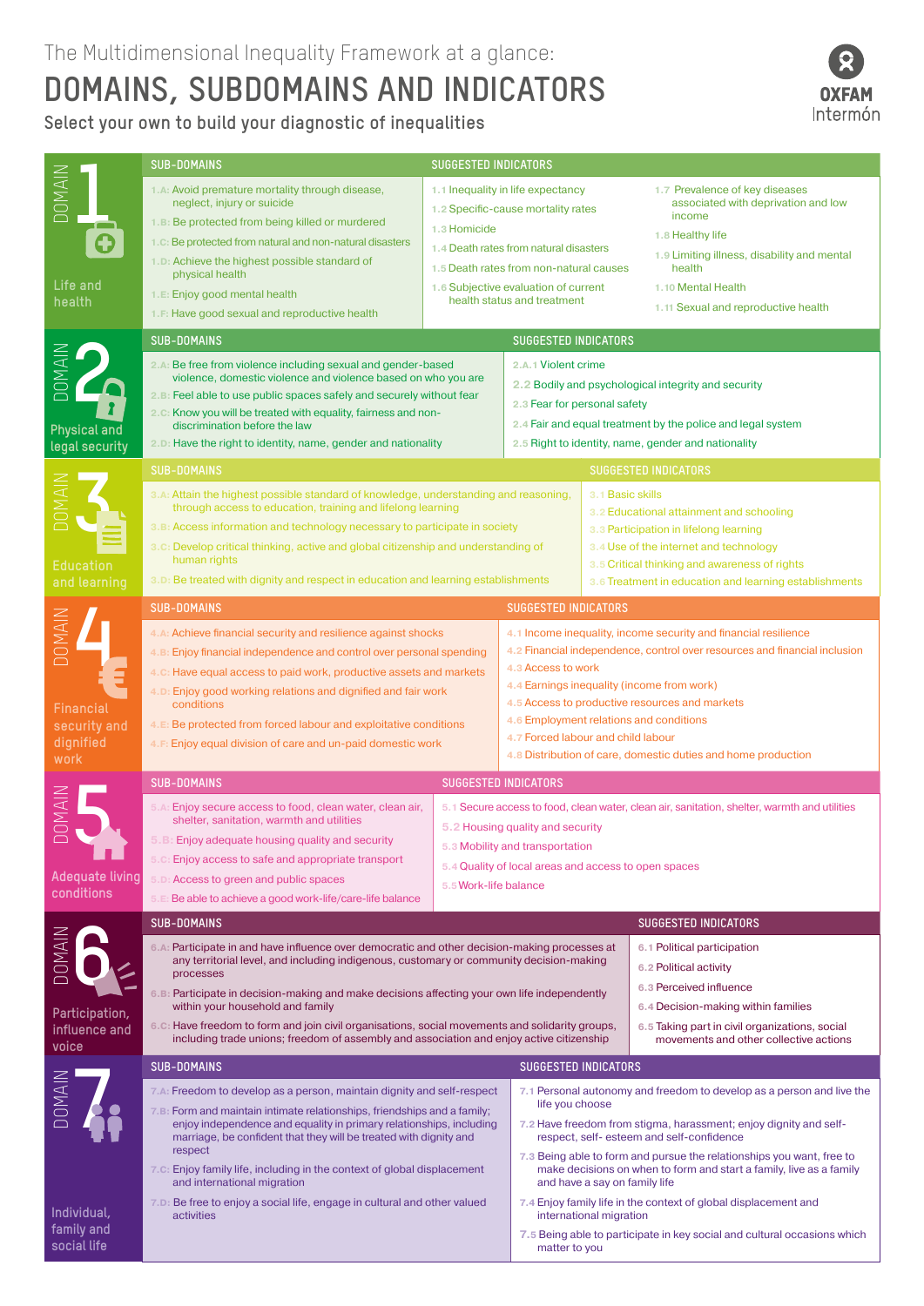The Multidimensional Inequality Framework at a glance:

# DOMAINS, SUBDOMAINS AND INDICATORS

## Select your own to build your diagnostic of inequalities

OXFAM Intermón

## DOMAIN 1 — Life and health

**SUB-DOMAINS**

- 1.A: Avoid premature mortality through disease, neglect, injury or suicide
- 1.B: Be protected from being killed or murdered
- 1.C: Be protected from natural and non-natural disasters
- 1.D: Achieve the highest possible standard of physical health
- 1.E: Enjoy good mental health
- 1.F: Have good sexual and reproductive health

**SUGGESTED INDICATORS**

- 1.1 Inequality in life expectancy
- 1.2 Specific-cause mortality rates
- 1.3 Homicide
- 1.4 Death rates from natural disasters
- 1.5 Death rates from non-natural causes
- 1.6 Subjective evaluation of current health status and treatment
- 1.7 Prevalence of key diseases associated with deprivation and low income
- 1.8 Healthy life
- 1.9 Limiting illness, disability and mental health
- 1.10 Mental Health
- 1.11 Sexual and reproductive health

## DOMAIN 2 — Physical and legal security

**SUB-DOMAINS**

- 2.A: Be free from violence including sexual and gender-based violence, domestic violence and violence based on who you are
- 2.B: Feel able to use public spaces safely and securely without fear
- 2.C: Know you will be treated with equality, fairness and non-discrimination before the law
- 2.D: Have the right to identity, name, gender and nationality

**SUGGESTED INDICATORS**

- 2.A.1 Violent crime
- 2.2 Bodily and psychological integrity and security
- 2.3 Fear for personal safety
- 2.4 Fair and equal treatment by the police and legal system
- 2.5 Right to identity, name, gender and nationality

## DOMAIN 3 — Education and learning

**SUB-DOMAINS**

- 3.A: Attain the highest possible standard of knowledge, understanding and reasoning, through access to education, training and lifelong learning
- 3.B: Access information and technology necessary to participate in society
- 3.C: Develop critical thinking, active and global citizenship and understanding of human rights
- 3.D: Be treated with dignity and respect in education and learning establishments

**SUGGESTED INDICATORS**

- 3.1 Basic skills
- 3.2 Educational attainment and schooling
- 3.3 Participation in lifelong learning
- 3.4 Use of the internet and technology
- 3.5 Critical thinking and awareness of rights
- 3.6 Treatment in education and learning establishments

## DOMAIN 4 — Financial security and dignified work

**SUB-DOMAINS**

- 4.A: Achieve financial security and resilience against shocks
- 4.B: Enjoy financial independence and control over personal spending
- 4.C: Have equal access to paid work, productive assets and markets
- 4.D: Enjoy good working relations and dignified and fair work conditions
- 4.E: Be protected from forced labour and exploitative conditions
- 4.F: Enjoy equal division of care and un-paid domestic work

**SUGGESTED INDICATORS**

- 4.1 Income inequality, income security and financial resilience
- 4.2 Financial independence, control over resources and financial inclusion
- 4.3 Access to work
- 4.4 Earnings inequality (income from work)
- 4.5 Access to productive resources and markets
- 4.6 Employment relations and conditions
- 4.7 Forced labour and child labour
- 4.8 Distribution of care, domestic duties and home production

## DOMAIN 5 — Adequate living conditions

**SUB-DOMAINS**

- 5.A: Enjoy secure access to food, clean water, clean air, shelter, sanitation, warmth and utilities
- 5.B: Enjoy adequate housing quality and security
- 5.C: Enjoy access to safe and appropriate transport
- 5.D: Access to green and public spaces
- 5.E: Be able to achieve a good work-life/care-life balance

**SUGGESTED INDICATORS**

- 5.1 Secure access to food, clean water, clean air, sanitation, shelter, warmth and utilities
- 5.2 Housing quality and security
- 5.3 Mobility and transportation
- 5.4 Quality of local areas and access to open spaces
- 5.5 Work-life balance

## DOMAIN 6 — Participation, influence and voice

**SUB-DOMAINS**

- 6.A: Participate in and have influence over democratic and other decision-making processes at any territorial level, and including indigenous, customary or community decision-making processes
- 6.B: Participate in decision-making and make decisions affecting your own life independently within your household and family
- 6.C: Have freedom to form and join civil organisations, social movements and solidarity groups, including trade unions; freedom of assembly and association and enjoy active citizenship

**SUGGESTED INDICATORS**

- 6.1 Political participation
- 6.2 Political activity
- 6.3 Perceived influence
- 6.4 Decision-making within families
- 6.5 Taking part in civil organizations, social movements and other collective actions

## DOMAIN 7 — Individual, family and social life

**SUB-DOMAINS**

- 7.A: Freedom to develop as a person, maintain dignity and self-respect
- 7.B: Form and maintain intimate relationships, friendships and a family; enjoy independence and equality in primary relationships, including marriage, be confident that they will be treated with dignity and respect
- 7.C: Enjoy family life, including in the context of global displacement and international migration
- 7.D: Be free to enjoy a social life, engage in cultural and other valued activities

**SUGGESTED INDICATORS**

- 7.1 Personal autonomy and freedom to develop as a person and live the life you choose
- 7.2 Have freedom from stigma, harassment; enjoy dignity and self-respect, self- esteem and self-confidence
- 7.3 Being able to form and pursue the relationships you want, free to make decisions on when to form and start a family, live as a family and have a say on family life
- 7.4 Enjoy family life in the context of global displacement and international migration
- 7.5 Being able to participate in key social and cultural occasions which matter to you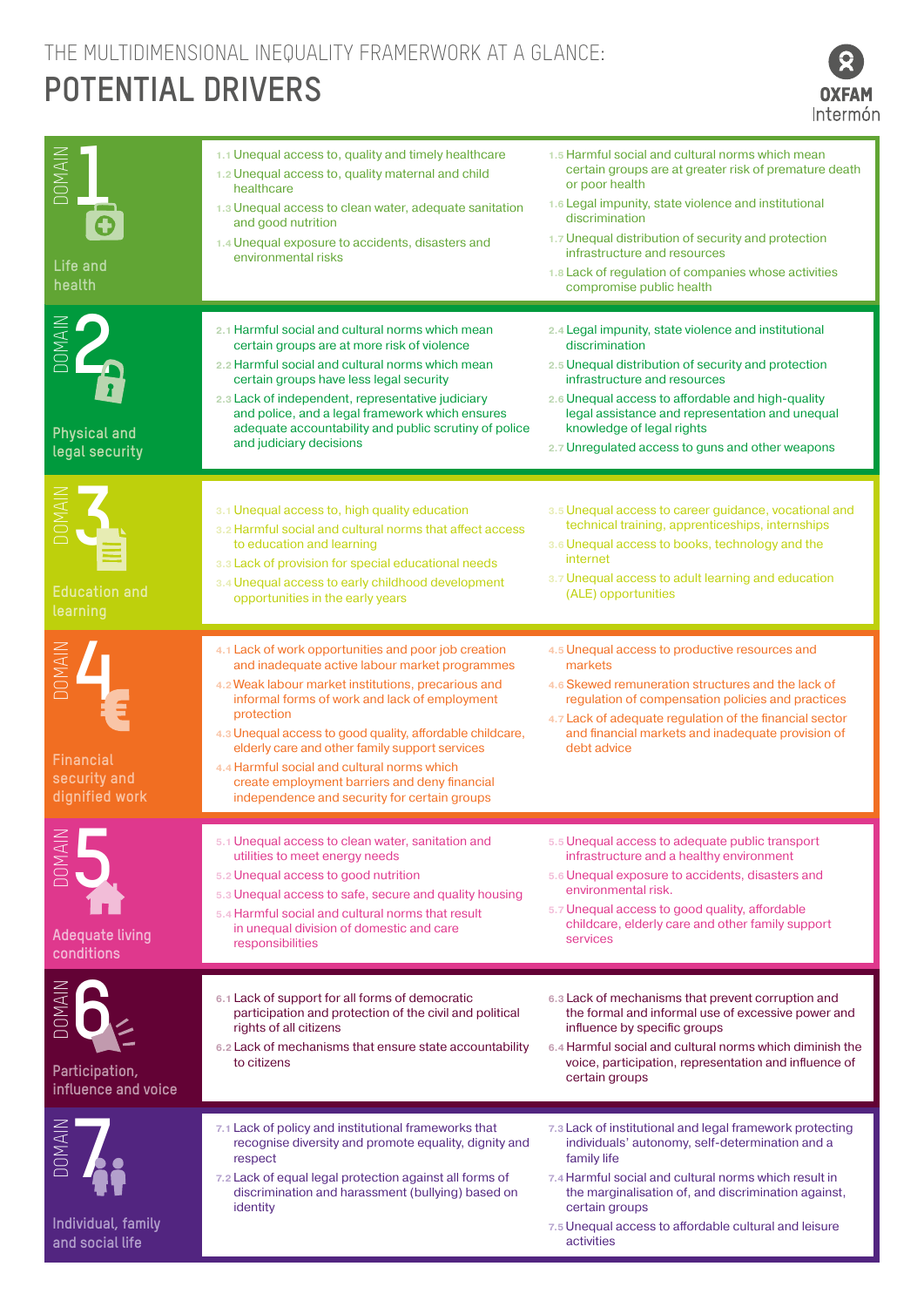THE MULTIDIMENSIONAL INEQUALITY FRAMERWORK AT A GLANCE:

# POTENTIAL DRIVERS

OXFAM Intermón

## DOMAIN 1 — Life and health

- 1.1 Unequal access to, quality and timely healthcare
- 1.2 Unequal access to, quality maternal and child healthcare
- 1.3 Unequal access to clean water, adequate sanitation and good nutrition
- 1.4 Unequal exposure to accidents, disasters and environmental risks
- 1.5 Harmful social and cultural norms which mean certain groups are at greater risk of premature death or poor health
- 1.6 Legal impunity, state violence and institutional discrimination
- 1.7 Unequal distribution of security and protection infrastructure and resources
- 1.8 Lack of regulation of companies whose activities compromise public health

## DOMAIN 2 — Physical and legal security

- 2.1 Harmful social and cultural norms which mean certain groups are at more risk of violence
- 2.2 Harmful social and cultural norms which mean certain groups have less legal security
- 2.3 Lack of independent, representative judiciary and police, and a legal framework which ensures adequate accountability and public scrutiny of police and judiciary decisions
- 2.4 Legal impunity, state violence and institutional discrimination
- 2.5 Unequal distribution of security and protection infrastructure and resources
- 2.6 Unequal access to affordable and high-quality legal assistance and representation and unequal knowledge of legal rights
- 2.7 Unregulated access to guns and other weapons

## DOMAIN 3 — Education and learning

- 3.1 Unequal access to, high quality education
- 3.2 Harmful social and cultural norms that affect access to education and learning
- 3.3 Lack of provision for special educational needs
- 3.4 Unequal access to early childhood development opportunities in the early years
- 3.5 Unequal access to career guidance, vocational and technical training, apprenticeships, internships
- 3.6 Unequal access to books, technology and the internet
- 3.7 Unequal access to adult learning and education (ALE) opportunities

## DOMAIN 4 — Financial security and dignified work

- 4.1 Lack of work opportunities and poor job creation and inadequate active labour market programmes
- 4.2 Weak labour market institutions, precarious and informal forms of work and lack of employment protection
- 4.3 Unequal access to good quality, affordable childcare, elderly care and other family support services
- 4.4 Harmful social and cultural norms which create employment barriers and deny financial independence and security for certain groups
- 4.5 Unequal access to productive resources and markets
- 4.6 Skewed remuneration structures and the lack of regulation of compensation policies and practices
- 4.7 Lack of adequate regulation of the financial sector and financial markets and inadequate provision of debt advice

## DOMAIN 5 — Adequate living conditions

- 5.1 Unequal access to clean water, sanitation and utilities to meet energy needs
- 5.2 Unequal access to good nutrition
- 5.3 Unequal access to safe, secure and quality housing
- 5.4 Harmful social and cultural norms that result in unequal division of domestic and care responsibilities
- 5.5 Unequal access to adequate public transport infrastructure and a healthy environment
- 5.6 Unequal exposure to accidents, disasters and environmental risk.
- 5.7 Unequal access to good quality, affordable childcare, elderly care and other family support services

## DOMAIN 6 — Participation, influence and voice

- 6.1 Lack of support for all forms of democratic participation and protection of the civil and political rights of all citizens
- 6.2 Lack of mechanisms that ensure state accountability to citizens
- 6.3 Lack of mechanisms that prevent corruption and the formal and informal use of excessive power and influence by specific groups
- 6.4 Harmful social and cultural norms which diminish the voice, participation, representation and influence of certain groups

## DOMAIN 7 — Individual, family and social life

- 7.1 Lack of policy and institutional frameworks that recognise diversity and promote equality, dignity and respect
- 7.2 Lack of equal legal protection against all forms of discrimination and harassment (bullying) based on identity
- 7.3 Lack of institutional and legal framework protecting individuals' autonomy, self-determination and a family life
- 7.4 Harmful social and cultural norms which result in the marginalisation of, and discrimination against, certain groups
- 7.5 Unequal access to affordable cultural and leisure activities